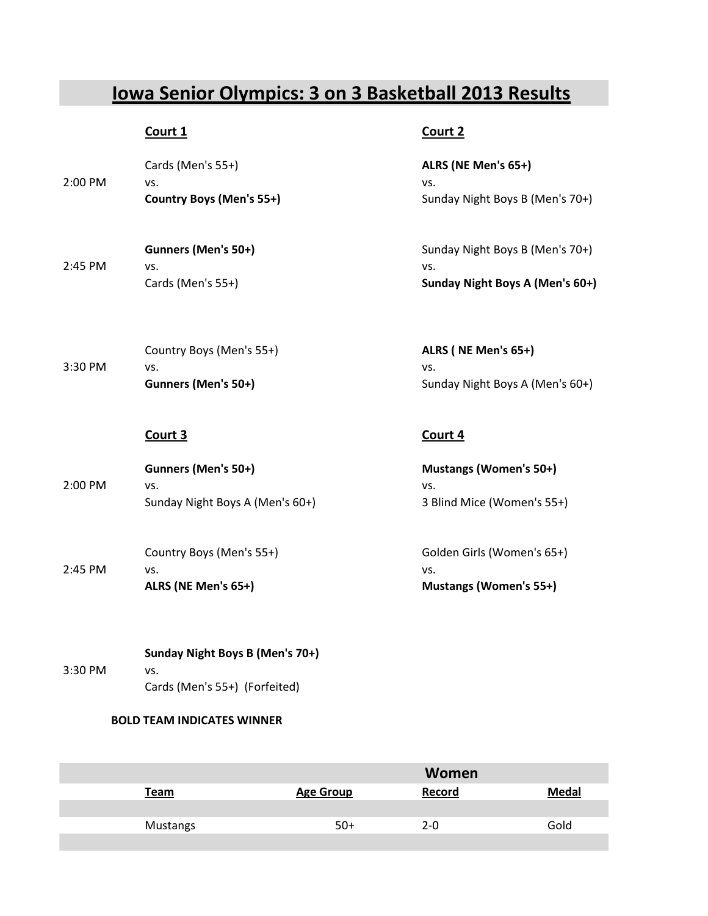# Iowa Senior Olympics: 3 on 3 Basketball 2013 Results

| | Court 1 | Court 2 |
|---|---|---|
| 2:00 PM | Cards (Men's 55+)<br>vs.<br>**Country Boys (Men's 55+)** | **ALRS (NE Men's 65+)**<br>vs.<br>Sunday Night Boys B (Men's 70+) |
| 2:45 PM | **Gunners (Men's 50+)**<br>vs.<br>Cards (Men's 55+) | Sunday Night Boys B (Men's 70+)<br>vs.<br>**Sunday Night Boys A (Men's 60+)** |
| 3:30 PM | Country Boys (Men's 55+)<br>vs.<br>**Gunners (Men's 50+)** | **ALRS ( NE Men's 65+)**<br>vs.<br>Sunday Night Boys A (Men's 60+) |

| | Court 3 | Court 4 |
|---|---|---|
| 2:00 PM | **Gunners (Men's 50+)**<br>vs.<br>Sunday Night Boys A (Men's 60+) | **Mustangs (Women's 50+)**<br>vs.<br>3 Blind Mice (Women's 55+) |
| 2:45 PM | Country Boys (Men's 55+)<br>vs.<br>**ALRS (NE Men's 65+)** | Golden Girls (Women's 65+)<br>vs.<br>**Mustangs (Women's 55+)** |
| 3:30 PM | **Sunday Night Boys B (Men's 70+)**<br>vs.<br>Cards (Men's 55+) (Forfeited) | |

**BOLD TEAM INDICATES WINNER**

## Women

| Team | Age Group | Record | Medal |
|---|---|---|---|
| | | | |
| Mustangs | 50+ | 2-0 | Gold |
| | | | |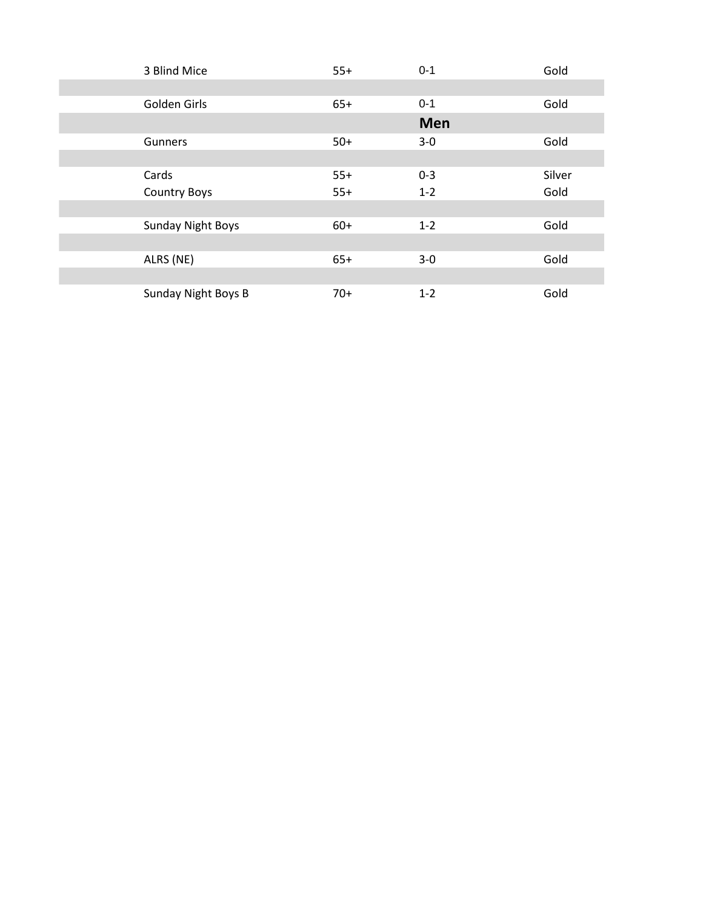| | | | |
|---|---|---|---|
| 3 Blind Mice | 55+ | 0-1 | Gold |
| | | | |
| Golden Girls | 65+ | 0-1 | Gold |
| | | **Men** | |
| Gunners | 50+ | 3-0 | Gold |
| | | | |
| Cards | 55+ | 0-3 | Silver |
| Country Boys | 55+ | 1-2 | Gold |
| | | | |
| Sunday Night Boys | 60+ | 1-2 | Gold |
| | | | |
| ALRS (NE) | 65+ | 3-0 | Gold |
| | | | |
| Sunday Night Boys B | 70+ | 1-2 | Gold |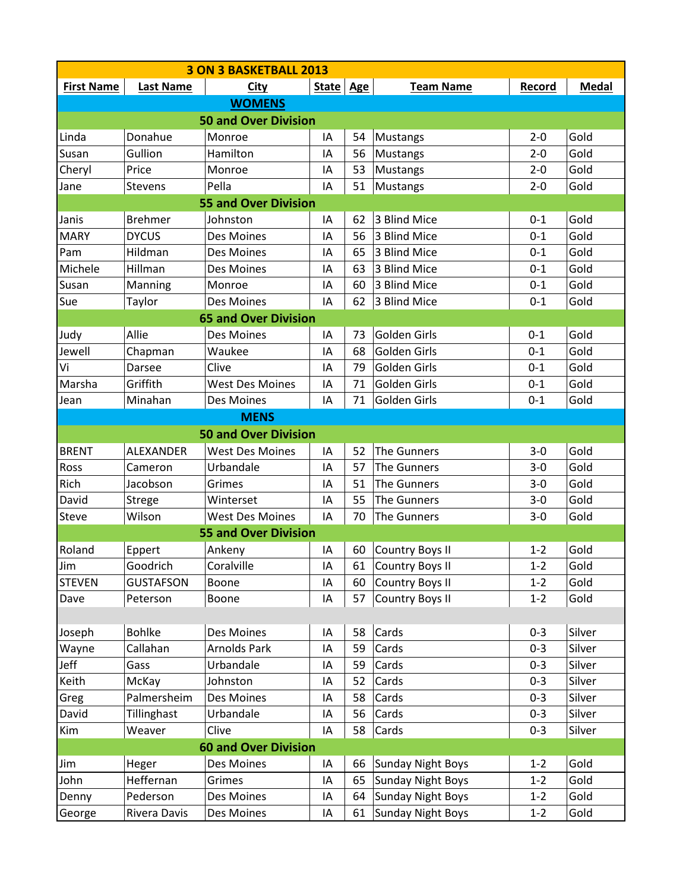| 3 ON 3 BASKETBALL 2013 | | | | | | | |
|---|---|---|---|---|---|---|---|
| **First Name** | **Last Name** | **City** | **State** | **Age** | **Team Name** | **Record** | **Medal** |
| | | **WOMENS** | | | | | |
| | | **50 and Over Division** | | | | | |
| Linda | Donahue | Monroe | IA | 54 | Mustangs | 2-0 | Gold |
| Susan | Gullion | Hamilton | IA | 56 | Mustangs | 2-0 | Gold |
| Cheryl | Price | Monroe | IA | 53 | Mustangs | 2-0 | Gold |
| Jane | Stevens | Pella | IA | 51 | Mustangs | 2-0 | Gold |
| | | **55 and Over Division** | | | | | |
| Janis | Brehmer | Johnston | IA | 62 | 3 Blind Mice | 0-1 | Gold |
| MARY | DYCUS | Des Moines | IA | 56 | 3 Blind Mice | 0-1 | Gold |
| Pam | Hildman | Des Moines | IA | 65 | 3 Blind Mice | 0-1 | Gold |
| Michele | Hillman | Des Moines | IA | 63 | 3 Blind Mice | 0-1 | Gold |
| Susan | Manning | Monroe | IA | 60 | 3 Blind Mice | 0-1 | Gold |
| Sue | Taylor | Des Moines | IA | 62 | 3 Blind Mice | 0-1 | Gold |
| | | **65 and Over Division** | | | | | |
| Judy | Allie | Des Moines | IA | 73 | Golden Girls | 0-1 | Gold |
| Jewell | Chapman | Waukee | IA | 68 | Golden Girls | 0-1 | Gold |
| Vi | Darsee | Clive | IA | 79 | Golden Girls | 0-1 | Gold |
| Marsha | Griffith | West Des Moines | IA | 71 | Golden Girls | 0-1 | Gold |
| Jean | Minahan | Des Moines | IA | 71 | Golden Girls | 0-1 | Gold |
| | | **MENS** | | | | | |
| | | **50 and Over Division** | | | | | |
| BRENT | ALEXANDER | West Des Moines | IA | 52 | The Gunners | 3-0 | Gold |
| Ross | Cameron | Urbandale | IA | 57 | The Gunners | 3-0 | Gold |
| Rich | Jacobson | Grimes | IA | 51 | The Gunners | 3-0 | Gold |
| David | Strege | Winterset | IA | 55 | The Gunners | 3-0 | Gold |
| Steve | Wilson | West Des Moines | IA | 70 | The Gunners | 3-0 | Gold |
| | | **55 and Over Division** | | | | | |
| Roland | Eppert | Ankeny | IA | 60 | Country Boys II | 1-2 | Gold |
| Jim | Goodrich | Coralville | IA | 61 | Country Boys II | 1-2 | Gold |
| STEVEN | GUSTAFSON | Boone | IA | 60 | Country Boys II | 1-2 | Gold |
| Dave | Peterson | Boone | IA | 57 | Country Boys II | 1-2 | Gold |
| | | | | | | | |
| Joseph | Bohlke | Des Moines | IA | 58 | Cards | 0-3 | Silver |
| Wayne | Callahan | Arnolds Park | IA | 59 | Cards | 0-3 | Silver |
| Jeff | Gass | Urbandale | IA | 59 | Cards | 0-3 | Silver |
| Keith | McKay | Johnston | IA | 52 | Cards | 0-3 | Silver |
| Greg | Palmersheim | Des Moines | IA | 58 | Cards | 0-3 | Silver |
| David | Tillinghast | Urbandale | IA | 56 | Cards | 0-3 | Silver |
| Kim | Weaver | Clive | IA | 58 | Cards | 0-3 | Silver |
| | | **60 and Over Division** | | | | | |
| Jim | Heger | Des Moines | IA | 66 | Sunday Night Boys | 1-2 | Gold |
| John | Heffernan | Grimes | IA | 65 | Sunday Night Boys | 1-2 | Gold |
| Denny | Pederson | Des Moines | IA | 64 | Sunday Night Boys | 1-2 | Gold |
| George | Rivera Davis | Des Moines | IA | 61 | Sunday Night Boys | 1-2 | Gold |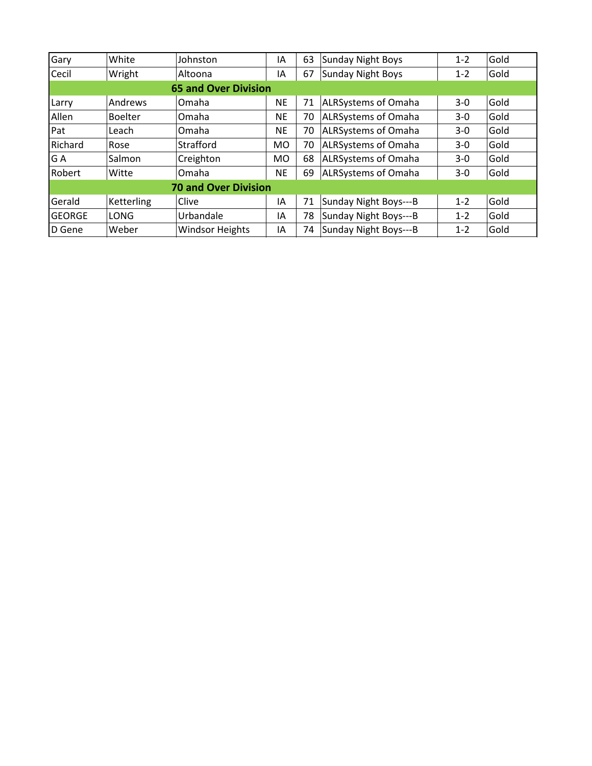| | | | | | | | |
|---|---|---|---|---|---|---|---|
| Gary | White | Johnston | IA | 63 | Sunday Night Boys | 1-2 | Gold |
| Cecil | Wright | Altoona | IA | 67 | Sunday Night Boys | 1-2 | Gold |
| **65 and Over Division** | | | | | | | |
| Larry | Andrews | Omaha | NE | 71 | ALRSystems of Omaha | 3-0 | Gold |
| Allen | Boelter | Omaha | NE | 70 | ALRSystems of Omaha | 3-0 | Gold |
| Pat | Leach | Omaha | NE | 70 | ALRSystems of Omaha | 3-0 | Gold |
| Richard | Rose | Strafford | MO | 70 | ALRSystems of Omaha | 3-0 | Gold |
| G A | Salmon | Creighton | MO | 68 | ALRSystems of Omaha | 3-0 | Gold |
| Robert | Witte | Omaha | NE | 69 | ALRSystems of Omaha | 3-0 | Gold |
| **70 and Over Division** | | | | | | | |
| Gerald | Ketterling | Clive | IA | 71 | Sunday Night Boys---B | 1-2 | Gold |
| GEORGE | LONG | Urbandale | IA | 78 | Sunday Night Boys---B | 1-2 | Gold |
| D Gene | Weber | Windsor Heights | IA | 74 | Sunday Night Boys---B | 1-2 | Gold |